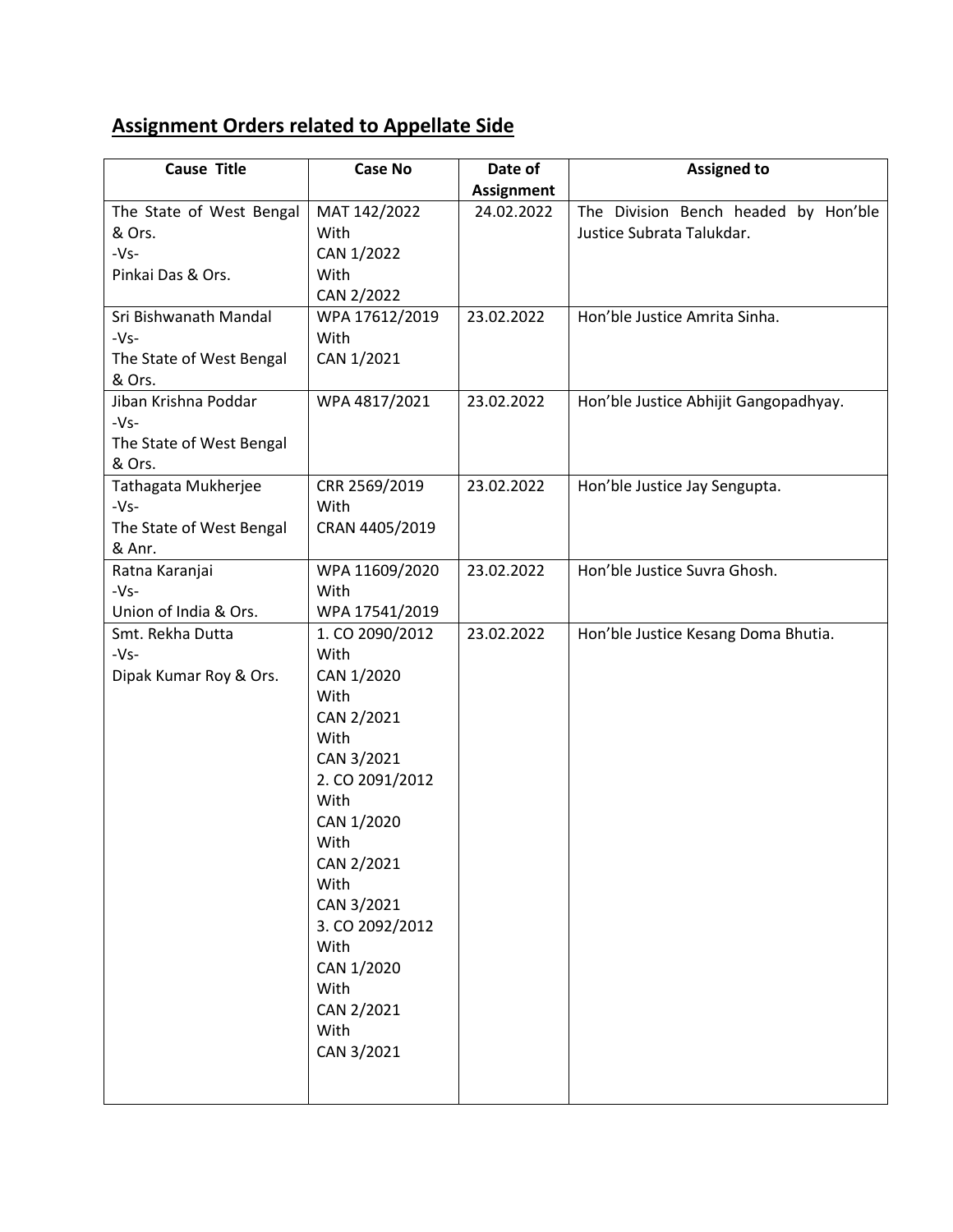## Assignment Orders related to Appellate Side

| Cause Title | Case No | Date of Assignment | Assigned to |
|---|---|---|---|
| The State of West Bengal & Ors. -Vs- Pinkai Das & Ors. | MAT 142/2022 With CAN 1/2022 With CAN 2/2022 | 24.02.2022 | The Division Bench headed by Hon'ble Justice Subrata Talukdar. |
| Sri Bishwanath Mandal -Vs- The State of West Bengal & Ors. | WPA 17612/2019 With CAN 1/2021 | 23.02.2022 | Hon'ble Justice Amrita Sinha. |
| Jiban Krishna Poddar -Vs- The State of West Bengal & Ors. | WPA 4817/2021 | 23.02.2022 | Hon'ble Justice Abhijit Gangopadhyay. |
| Tathagata Mukherjee -Vs- The State of West Bengal & Anr. | CRR 2569/2019 With CRAN 4405/2019 | 23.02.2022 | Hon'ble Justice Jay Sengupta. |
| Ratna Karanjai -Vs- Union of India & Ors. | WPA 11609/2020 With WPA 17541/2019 | 23.02.2022 | Hon'ble Justice Suvra Ghosh. |
| Smt. Rekha Dutta -Vs- Dipak Kumar Roy & Ors. | 1. CO 2090/2012 With CAN 1/2020 With CAN 2/2021 With CAN 3/2021 2. CO 2091/2012 With CAN 1/2020 With CAN 2/2021 With CAN 3/2021 3. CO 2092/2012 With CAN 1/2020 With CAN 2/2021 With CAN 3/2021 | 23.02.2022 | Hon'ble Justice Kesang Doma Bhutia. |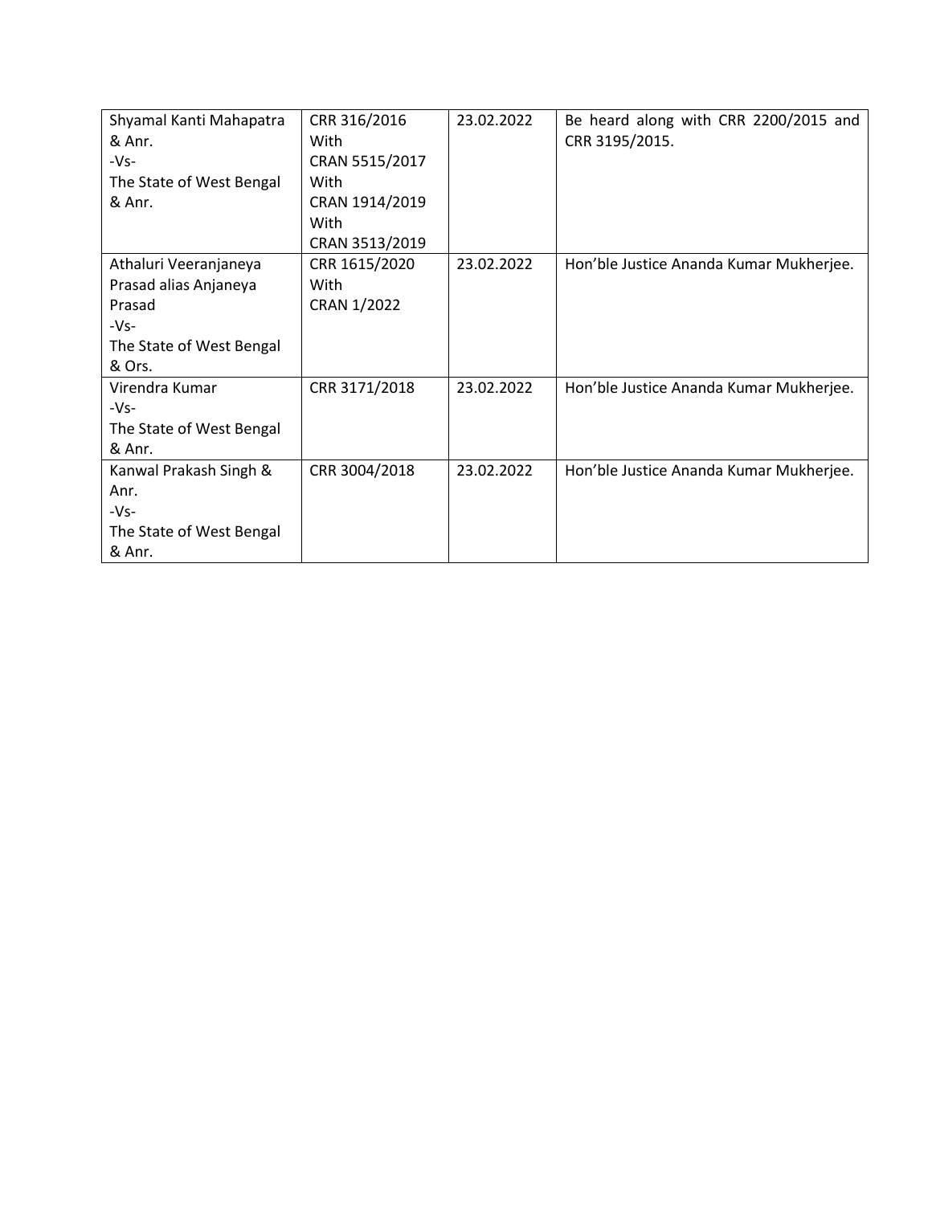| | | | |
|---|---|---|---|
| Shyamal Kanti Mahapatra & Anr.<br>-Vs-<br>The State of West Bengal & Anr. | CRR 316/2016<br>With<br>CRAN 5515/2017<br>With<br>CRAN 1914/2019<br>With<br>CRAN 3513/2019 | 23.02.2022 | Be heard along with CRR 2200/2015 and CRR 3195/2015. |
| Athaluri Veeranjaneya Prasad alias Anjaneya Prasad<br>-Vs-<br>The State of West Bengal & Ors. | CRR 1615/2020<br>With<br>CRAN 1/2022 | 23.02.2022 | Hon'ble Justice Ananda Kumar Mukherjee. |
| Virendra Kumar<br>-Vs-<br>The State of West Bengal & Anr. | CRR 3171/2018 | 23.02.2022 | Hon'ble Justice Ananda Kumar Mukherjee. |
| Kanwal Prakash Singh & Anr.<br>-Vs-<br>The State of West Bengal & Anr. | CRR 3004/2018 | 23.02.2022 | Hon'ble Justice Ananda Kumar Mukherjee. |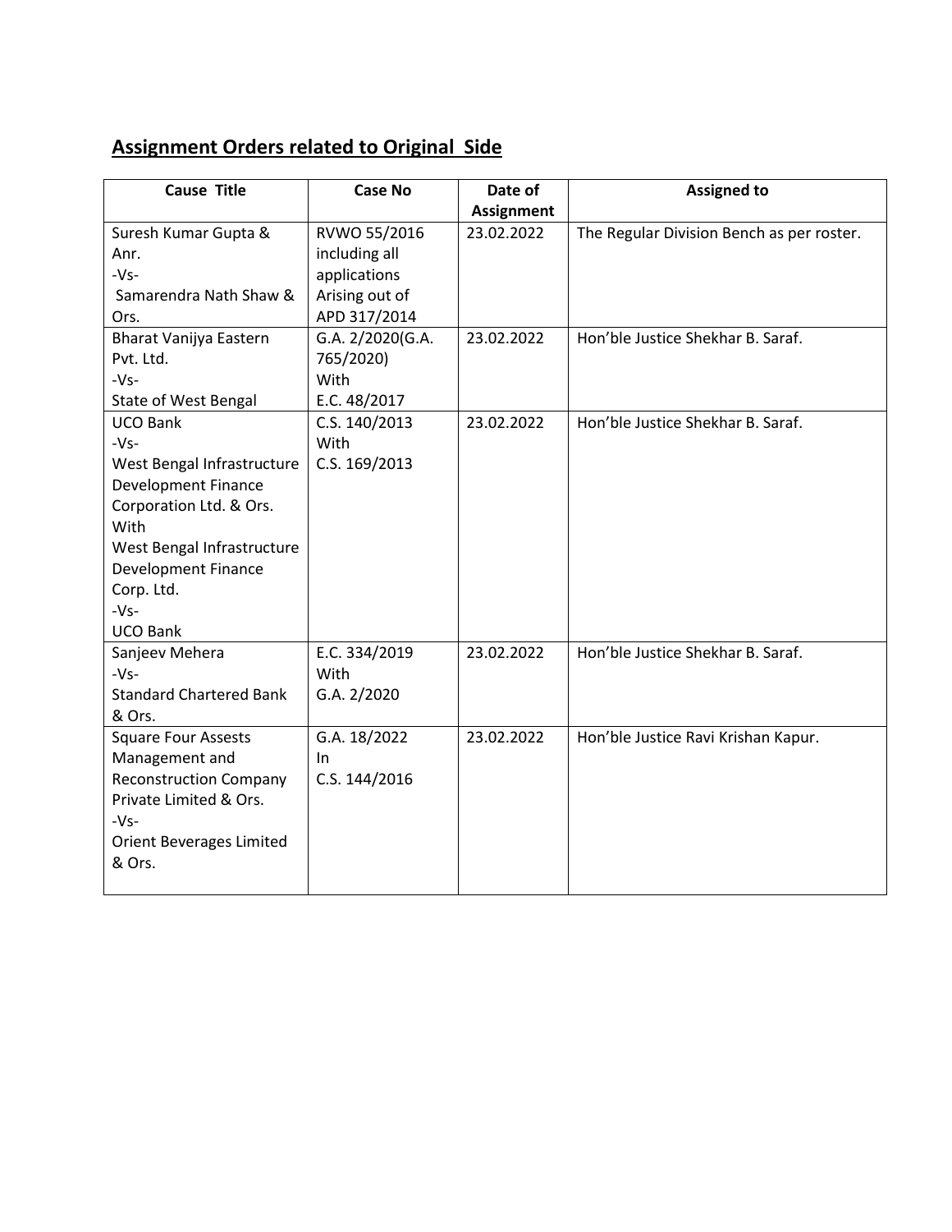## **Assignment Orders related to Original Side**

| Cause Title | Case No | Date of Assignment | Assigned to |
|---|---|---|---|
| Suresh Kumar Gupta & Anr. -Vs- Samarendra Nath Shaw & Ors. | RVWO 55/2016 including all applications Arising out of APD 317/2014 | 23.02.2022 | The Regular Division Bench as per roster. |
| Bharat Vanijya Eastern Pvt. Ltd. -Vs- State of West Bengal | G.A. 2/2020(G.A. 765/2020) With E.C. 48/2017 | 23.02.2022 | Hon'ble Justice Shekhar B. Saraf. |
| UCO Bank -Vs- West Bengal Infrastructure Development Finance Corporation Ltd. & Ors. With West Bengal Infrastructure Development Finance Corp. Ltd. -Vs- UCO Bank | C.S. 140/2013 With C.S. 169/2013 | 23.02.2022 | Hon'ble Justice Shekhar B. Saraf. |
| Sanjeev Mehera -Vs- Standard Chartered Bank & Ors. | E.C. 334/2019 With G.A. 2/2020 | 23.02.2022 | Hon'ble Justice Shekhar B. Saraf. |
| Square Four Assests Management and Reconstruction Company Private Limited & Ors. -Vs- Orient Beverages Limited & Ors. | G.A. 18/2022 In C.S. 144/2016 | 23.02.2022 | Hon'ble Justice Ravi Krishan Kapur. |